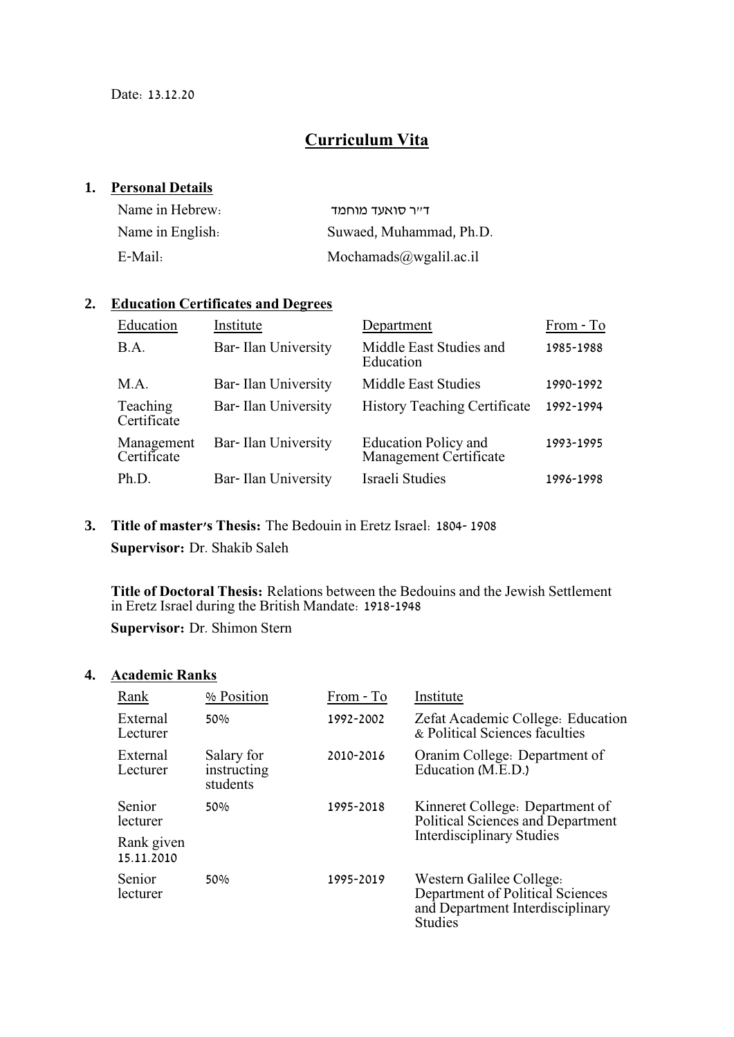Date: 13.12.20

# Curriculum Vita

## 1. Personal Details

| | |
|---|---|
| Name in Hebrew: | ד"ר סואעד מוחמד |
| Name in English: | Suwaed, Muhammad, Ph.D. |
| E-Mail: | Mochamads@wgalil.ac.il |

## 2. Education Certificates and Degrees

| Education | Institute | Department | From - To |
|---|---|---|---|
| B.A. | Bar- Ilan University | Middle East Studies and Education | 1985-1988 |
| M.A. | Bar- Ilan University | Middle East Studies | 1990-1992 |
| Teaching Certificate | Bar- Ilan University | History Teaching Certificate | 1992-1994 |
| Management Certificate | Bar- Ilan University | Education Policy and Management Certificate | 1993-1995 |
| Ph.D. | Bar- Ilan University | Israeli Studies | 1996-1998 |

## 3. Title of master's Thesis: The Bedouin in Eretz Israel: 1804- 1908

**Supervisor:** Dr. Shakib Saleh

**Title of Doctoral Thesis:** Relations between the Bedouins and the Jewish Settlement in Eretz Israel during the British Mandate: 1918-1948

**Supervisor:** Dr. Shimon Stern

## 4. Academic Ranks

| Rank | % Position | From - To | Institute |
|---|---|---|---|
| External Lecturer | 50% | 1992-2002 | Zefat Academic College: Education & Political Sciences faculties |
| External Lecturer | Salary for instructing students | 2010-2016 | Oranim College: Department of Education (M.E.D.) |
| Senior lecturer<br>Rank given 15.11.2010 | 50% | 1995-2018 | Kinneret College: Department of Political Sciences and Department Interdisciplinary Studies |
| Senior lecturer | 50% | 1995-2019 | Western Galilee College: Department of Political Sciences and Department Interdisciplinary Studies |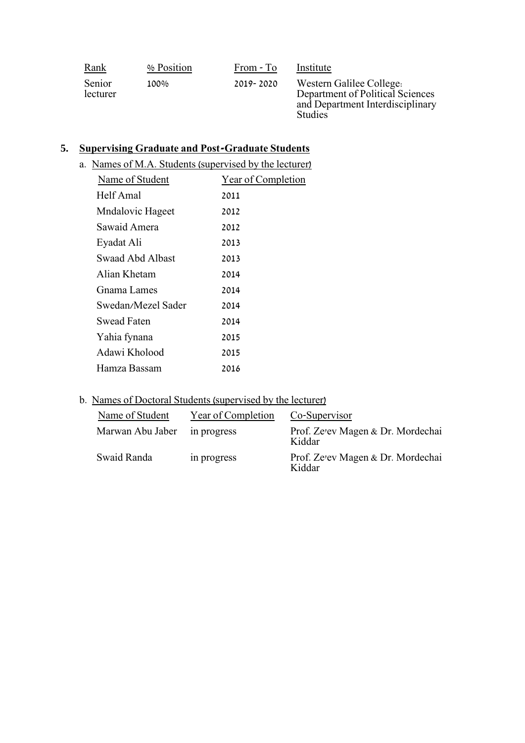| Rank | % Position | From - To | Institute |
|---|---|---|---|
| Senior lecturer | 100% | 2019- 2020 | Western Galilee College: Department of Political Sciences and Department Interdisciplinary Studies |

## 5. Supervising Graduate and Post-Graduate Students

a. Names of M.A. Students (supervised by the lecturer)

| Name of Student | Year of Completion |
|---|---|
| Helf Amal | 2011 |
| Mndalovic Hageet | 2012 |
| Sawaid Amera | 2012 |
| Eyadat Ali | 2013 |
| Swaad Abd Albast | 2013 |
| Alian Khetam | 2014 |
| Gnama Lames | 2014 |
| Swedan/Mezel Sader | 2014 |
| Swead Faten | 2014 |
| Yahia fynana | 2015 |
| Adawi Kholood | 2015 |
| Hamza Bassam | 2016 |

b. Names of Doctoral Students (supervised by the lecturer)

| Name of Student | Year of Completion | Co-Supervisor |
|---|---|---|
| Marwan Abu Jaber | in progress | Prof. Ze'ev Magen & Dr. Mordechai Kiddar |
| Swaid Randa | in progress | Prof. Ze'ev Magen & Dr. Mordechai Kiddar |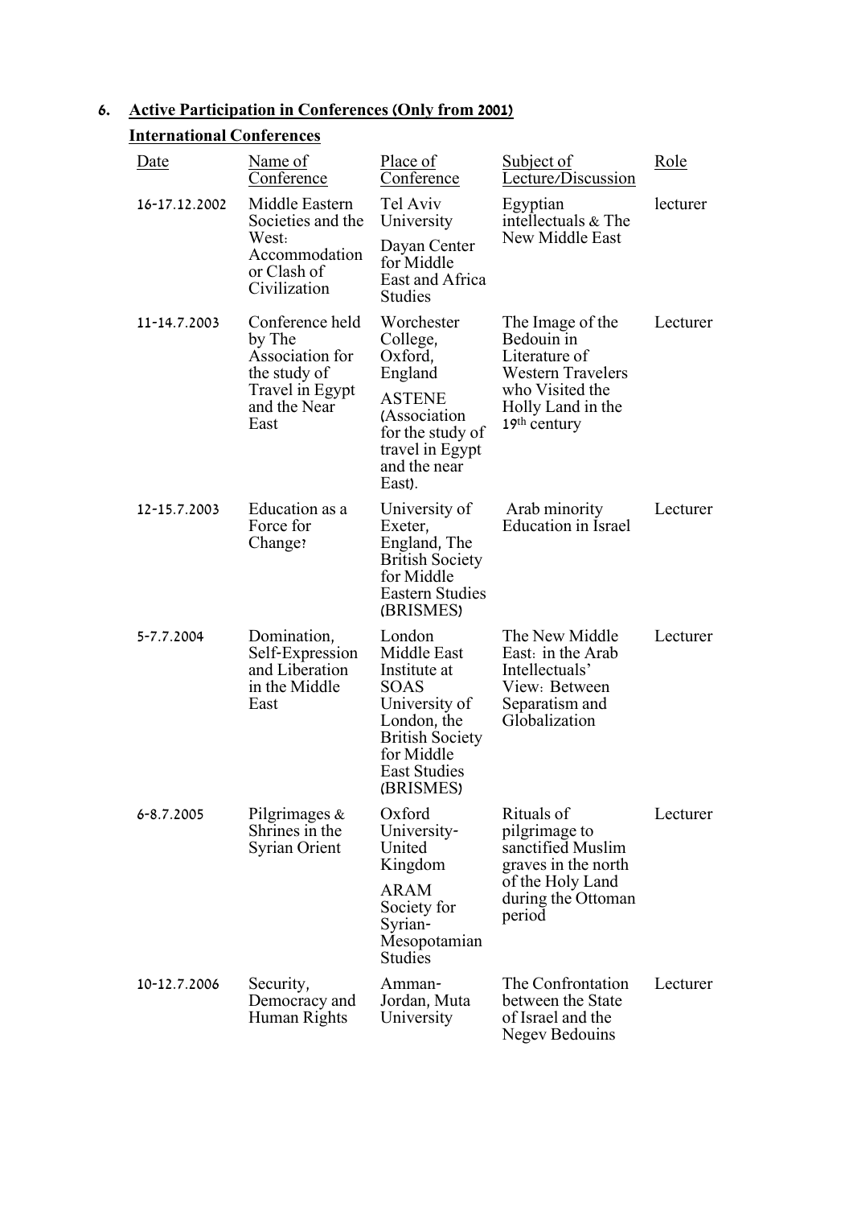## 6. Active Participation in Conferences (Only from 2001)

### International Conferences

| Date | Name of Conference | Place of Conference | Subject of Lecture/Discussion | Role |
|---|---|---|---|---|
| 16-17.12.2002 | Middle Eastern Societies and the West: Accommodation or Clash of Civilization | Tel Aviv University Dayan Center for Middle East and Africa Studies | Egyptian intellectuals & The New Middle East | lecturer |
| 11-14.7.2003 | Conference held by The Association for the study of Travel in Egypt and the Near East | Worchester College, Oxford, England ASTENE (Association for the study of travel in Egypt and the near East). | The Image of the Bedouin in Literature of Western Travelers who Visited the Holly Land in the 19th century | Lecturer |
| 12-15.7.2003 | Education as a Force for Change? | University of Exeter, England, The British Society for Middle Eastern Studies (BRISMES) | Arab minority Education in Israel | Lecturer |
| 5-7.7.2004 | Domination, Self-Expression and Liberation in the Middle East | London Middle East Institute at SOAS University of London, the British Society for Middle East Studies (BRISMES) | The New Middle East: in the Arab Intellectuals' View: Between Separatism and Globalization | Lecturer |
| 6-8.7.2005 | Pilgrimages & Shrines in the Syrian Orient | Oxford University-United Kingdom ARAM Society for Syrian-Mesopotamian Studies | Rituals of pilgrimage to sanctified Muslim graves in the north of the Holy Land during the Ottoman period | Lecturer |
| 10-12.7.2006 | Security, Democracy and Human Rights | Amman-Jordan, Muta University | The Confrontation between the State of Israel and the Negev Bedouins | Lecturer |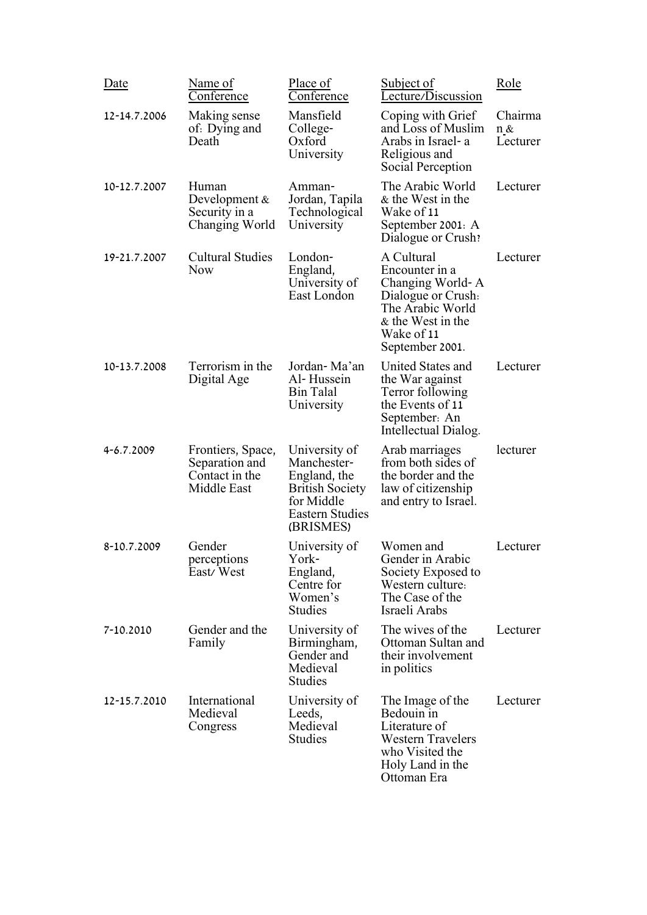| Date | Name of Conference | Place of Conference | Subject of Lecture/Discussion | Role |
| --- | --- | --- | --- | --- |
| 12-14.7.2006 | Making sense of: Dying and Death | Mansfield College-Oxford University | Coping with Grief and Loss of Muslim Arabs in Israel- a Religious and Social Perception | Chairman & Lecturer |
| 10-12.7.2007 | Human Development & Security in a Changing World | Amman-Jordan, Tapila Technological University | The Arabic World & the West in the Wake of 11 September 2001: A Dialogue or Crush? | Lecturer |
| 19-21.7.2007 | Cultural Studies Now | London-England, University of East London | A Cultural Encounter in a Changing World- A Dialogue or Crush: The Arabic World & the West in the Wake of 11 September 2001. | Lecturer |
| 10-13.7.2008 | Terrorism in the Digital Age | Jordan- Ma'an Al- Hussein Bin Talal University | United States and the War against Terror following the Events of 11 September: An Intellectual Dialog. | Lecturer |
| 4-6.7.2009 | Frontiers, Space, Separation and Contact in the Middle East | University of Manchester-England, the British Society for Middle Eastern Studies (BRISMES) | Arab marriages from both sides of the border and the law of citizenship and entry to Israel. | lecturer |
| 8-10.7.2009 | Gender perceptions East/ West | University of York-England, Centre for Women's Studies | Women and Gender in Arabic Society Exposed to Western culture: The Case of the Israeli Arabs | Lecturer |
| 7-10.2010 | Gender and the Family | University of Birmingham, Gender and Medieval Studies | The wives of the Ottoman Sultan and their involvement in politics | Lecturer |
| 12-15.7.2010 | International Medieval Congress | University of Leeds, Medieval Studies | The Image of the Bedouin in Literature of Western Travelers who Visited the Holy Land in the Ottoman Era | Lecturer |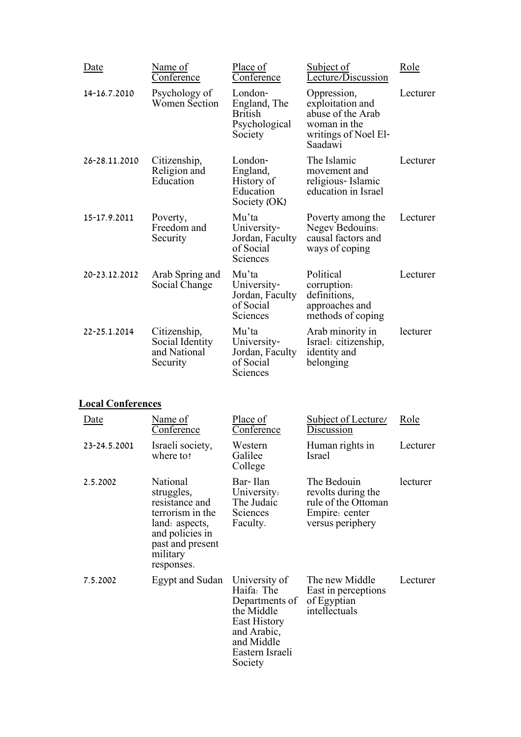| Date | Name of Conference | Place of Conference | Subject of Lecture/Discussion | Role |
|---|---|---|---|---|
| 14-16.7.2010 | Psychology of Women Section | London- England, The British Psychological Society | Oppression, exploitation and abuse of the Arab woman in the writings of Noel El-Saadawi | Lecturer |
| 26-28.11.2010 | Citizenship, Religion and Education | London- England, History of Education Society (OK) | The Islamic movement and religious- Islamic education in Israel | Lecturer |
| 15-17.9.2011 | Poverty, Freedom and Security | Mu'ta University- Jordan, Faculty of Social Sciences | Poverty among the Negev Bedouins: causal factors and ways of coping | Lecturer |
| 20-23.12.2012 | Arab Spring and Social Change | Mu'ta University- Jordan, Faculty of Social Sciences | Political corruption: definitions, approaches and methods of coping | Lecturer |
| 22-25.1.2014 | Citizenship, Social Identity and National Security | Mu'ta University- Jordan, Faculty of Social Sciences | Arab minority in Israel: citizenship, identity and belonging | lecturer |

**Local Conferences**

| Date | Name of Conference | Place of Conference | Subject of Lecture/ Discussion | Role |
|---|---|---|---|---|
| 23-24.5.2001 | Israeli society, where to? | Western Galilee College | Human rights in Israel | Lecturer |
| 2.5.2002 | National struggles, resistance and terrorism in the land: aspects, and policies in past and present military responses. | Bar- Ilan University: The Judaic Sciences Faculty. | The Bedouin revolts during the rule of the Ottoman Empire: center versus periphery | lecturer |
| 7.5.2002 | Egypt and Sudan | University of Haifa: The Departments of the Middle East History and Arabic, and Middle Eastern Israeli Society | The new Middle East in perceptions of Egyptian intellectuals | Lecturer |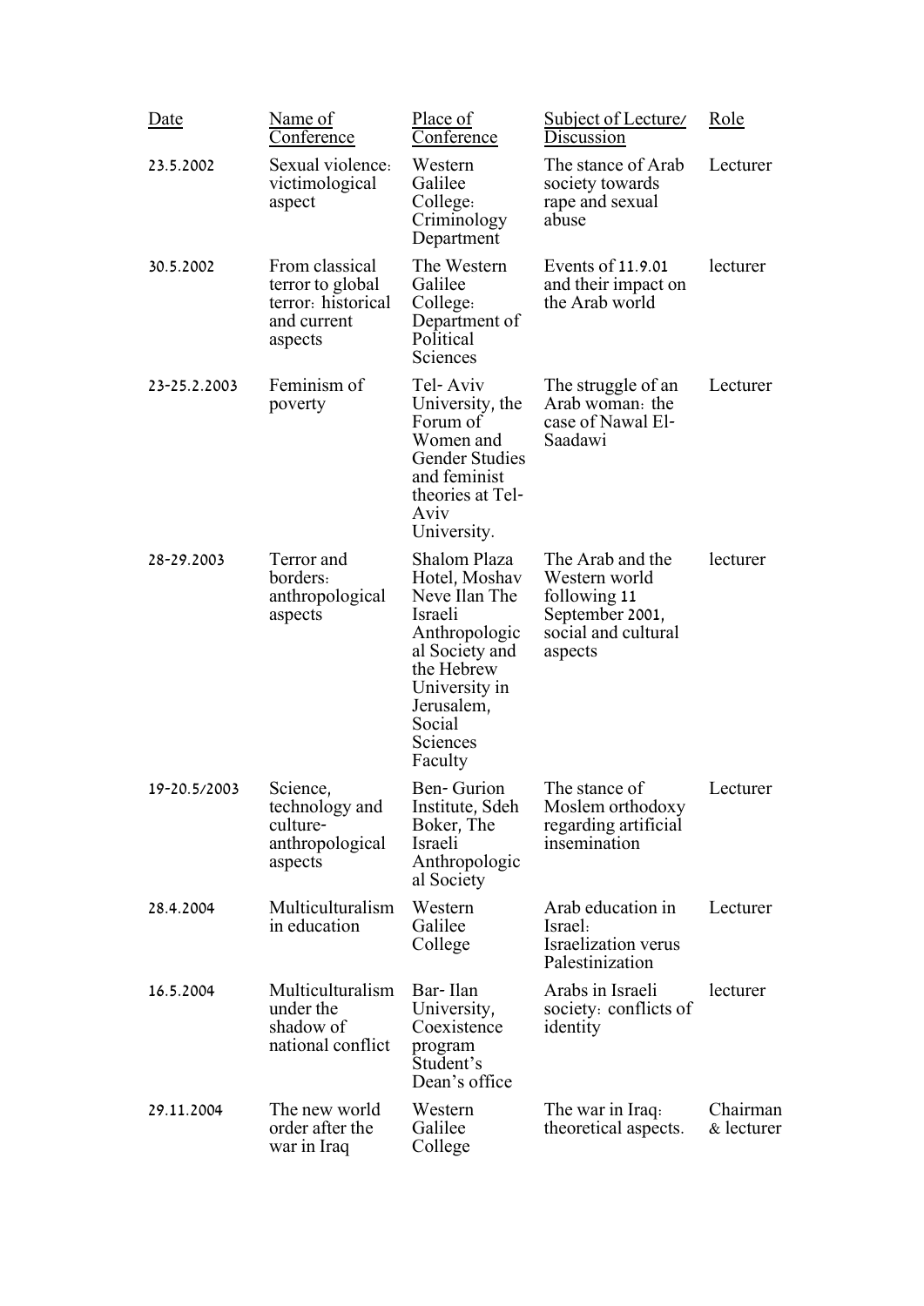| Date | Name of Conference | Place of Conference | Subject of Lecture/ Discussion | Role |
|---|---|---|---|---|
| 23.5.2002 | Sexual violence: victimological aspect | Western Galilee College: Criminology Department | The stance of Arab society towards rape and sexual abuse | Lecturer |
| 30.5.2002 | From classical terror to global terror: historical and current aspects | The Western Galilee College: Department of Political Sciences | Events of 11.9.01 and their impact on the Arab world | lecturer |
| 23-25.2.2003 | Feminism of poverty | Tel- Aviv University, the Forum of Women and Gender Studies and feminist theories at Tel-Aviv University. | The struggle of an Arab woman: the case of Nawal El-Saadawi | Lecturer |
| 28-29.2003 | Terror and borders: anthropological aspects | Shalom Plaza Hotel, Moshav Neve Ilan The Israeli Anthropological Society and the Hebrew University in Jerusalem, Social Sciences Faculty | The Arab and the Western world following 11 September 2001, social and cultural aspects | lecturer |
| 19-20.5/2003 | Science, technology and culture-anthropological aspects | Ben- Gurion Institute, Sdeh Boker, The Israeli Anthropological Society | The stance of Moslem orthodoxy regarding artificial insemination | Lecturer |
| 28.4.2004 | Multiculturalism in education | Western Galilee College | Arab education in Israel: Israelization verus Palestinization | Lecturer |
| 16.5.2004 | Multiculturalism under the shadow of national conflict | Bar- Ilan University, Coexistence program Student's Dean's office | Arabs in Israeli society: conflicts of identity | lecturer |
| 29.11.2004 | The new world order after the war in Iraq | Western Galilee College | The war in Iraq: theoretical aspects. | Chairman & lecturer |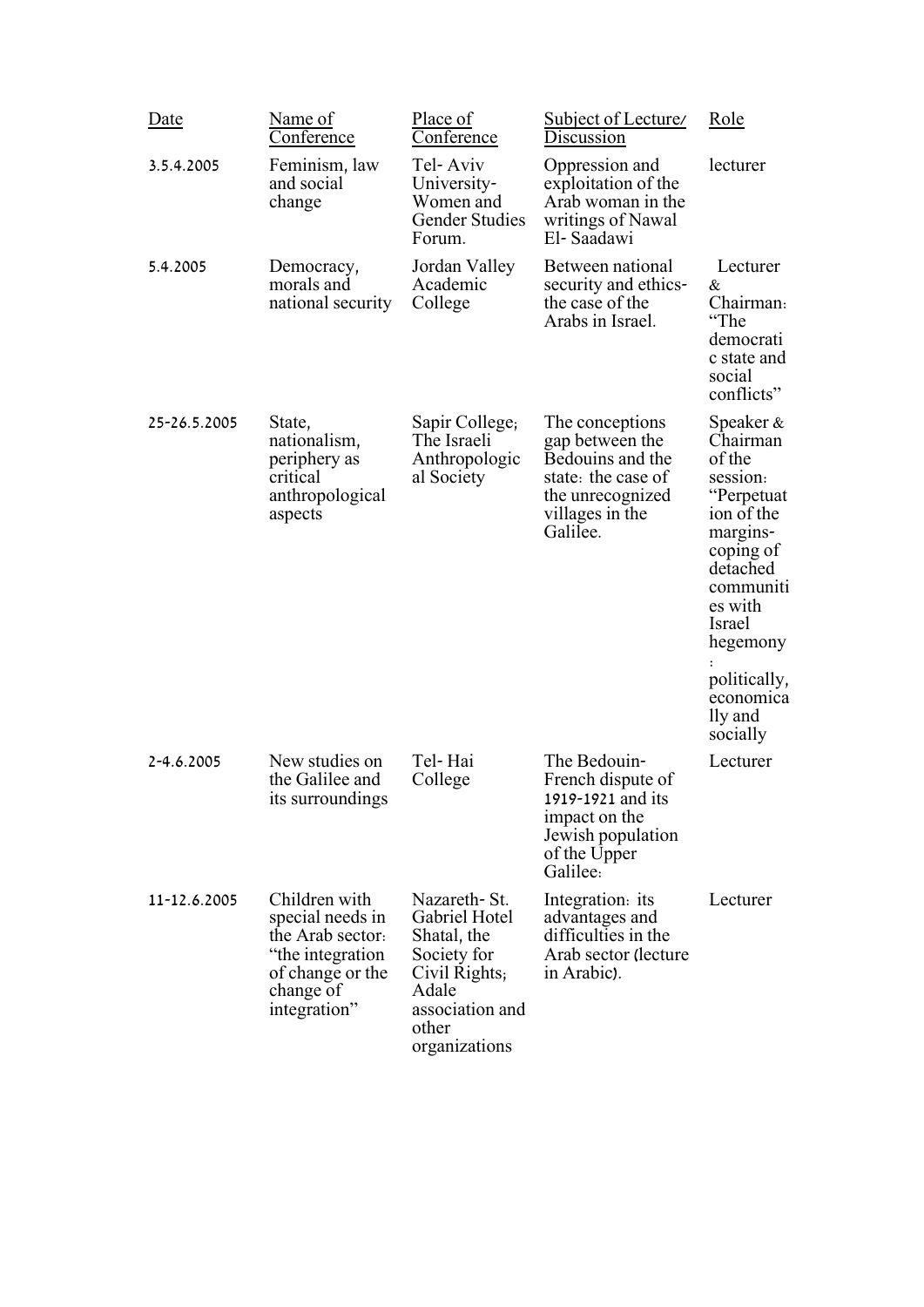| Date | Name of Conference | Place of Conference | Subject of Lecture/ Discussion | Role |
|---|---|---|---|---|
| 3.5.4.2005 | Feminism, law and social change | Tel- Aviv University- Women and Gender Studies Forum. | Oppression and exploitation of the Arab woman in the writings of Nawal El- Saadawi | lecturer |
| 5.4.2005 | Democracy, morals and national security | Jordan Valley Academic College | Between national security and ethics- the case of the Arabs in Israel. | Lecturer & Chairman: "The democratic state and social conflicts" |
| 25-26.5.2005 | State, nationalism, periphery as critical anthropological aspects | Sapir College; The Israeli Anthropological Society | The conceptions gap between the Bedouins and the state: the case of the unrecognized villages in the Galilee. | Speaker & Chairman of the session: "Perpetuation of the margins- coping of detached communities with Israel hegemony: politically, economically and socially |
| 2-4.6.2005 | New studies on the Galilee and its surroundings | Tel- Hai College | The Bedouin-French dispute of 1919-1921 and its impact on the Jewish population of the Upper Galilee: | Lecturer |
| 11-12.6.2005 | Children with special needs in the Arab sector: "the integration of change or the change of integration" | Nazareth- St. Gabriel Hotel Shatal, the Society for Civil Rights; Adale association and other organizations | Integration: its advantages and difficulties in the Arab sector (lecture in Arabic). | Lecturer |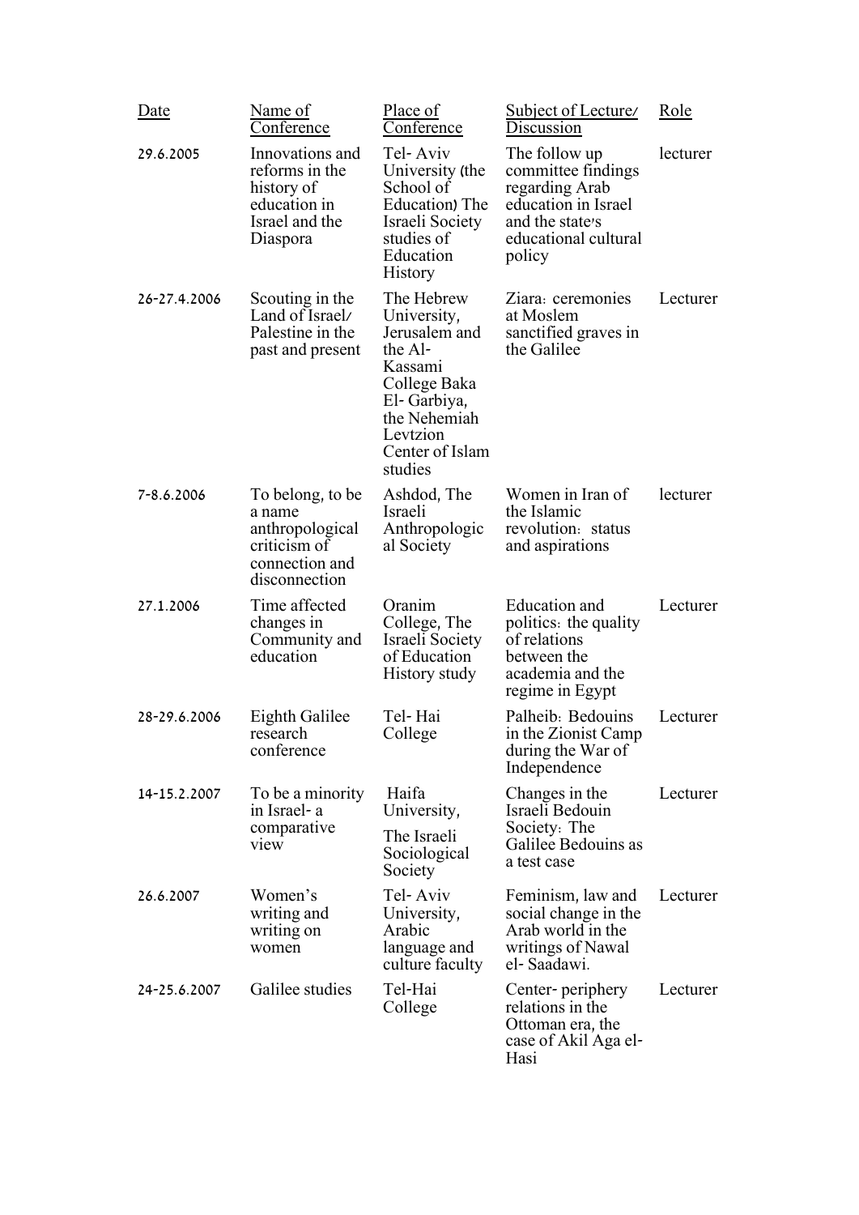| Date | Name of Conference | Place of Conference | Subject of Lecture/ Discussion | Role |
|---|---|---|---|---|
| 29.6.2005 | Innovations and reforms in the history of education in Israel and the Diaspora | Tel- Aviv University (the School of Education) The Israeli Society studies of Education History | The follow up committee findings regarding Arab education in Israel and the state's educational cultural policy | lecturer |
| 26-27.4.2006 | Scouting in the Land of Israel/ Palestine in the past and present | The Hebrew University, Jerusalem and the Al- Kassami College Baka El- Garbiya, the Nehemiah Levtzion Center of Islam studies | Ziara: ceremonies at Moslem sanctified graves in the Galilee | Lecturer |
| 7-8.6.2006 | To belong, to be a name anthropological criticism of connection and disconnection | Ashdod, The Israeli Anthropologic al Society | Women in Iran of the Islamic revolution: status and aspirations | lecturer |
| 27.1.2006 | Time affected changes in Community and education | Oranim College, The Israeli Society of Education History study | Education and politics: the quality of relations between the academia and the regime in Egypt | Lecturer |
| 28-29.6.2006 | Eighth Galilee research conference | Tel- Hai College | Palheib: Bedouins in the Zionist Camp during the War of Independence | Lecturer |
| 14-15.2.2007 | To be a minority in Israel- a comparative view | Haifa University, The Israeli Sociological Society | Changes in the Israeli Bedouin Society: The Galilee Bedouins as a test case | Lecturer |
| 26.6.2007 | Women's writing and writing on women | Tel- Aviv University, Arabic language and culture faculty | Feminism, law and social change in the Arab world in the writings of Nawal el- Saadawi. | Lecturer |
| 24-25.6.2007 | Galilee studies | Tel-Hai College | Center- periphery relations in the Ottoman era, the case of Akil Aga el- Hasi | Lecturer |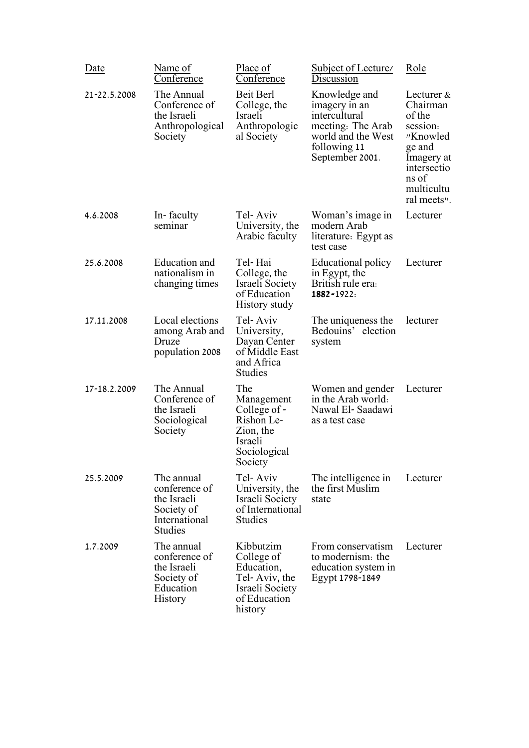| Date | Name of Conference | Place of Conference | Subject of Lecture/ Discussion | Role |
|---|---|---|---|---|
| 21-22.5.2008 | The Annual Conference of the Israeli Anthropological Society | Beit Berl College, the Israeli Anthropological Society | Knowledge and imagery in an intercultural meeting: The Arab world and the West following 11 September 2001. | Lecturer & Chairman of the session: "Knowledge and Imagery at intersections of multicultural meets". |
| 4.6.2008 | In- faculty seminar | Tel- Aviv University, the Arabic faculty | Woman's image in modern Arab literature: Egypt as test case | Lecturer |
| 25.6.2008 | Education and nationalism in changing times | Tel- Hai College, the Israeli Society of Education History study | Educational policy in Egypt, the British rule era: 1882-1922: | Lecturer |
| 17.11.2008 | Local elections among Arab and Druze population 2008 | Tel- Aviv University, Dayan Center of Middle East and Africa Studies | The uniqueness the Bedouins' election system | lecturer |
| 17-18.2.2009 | The Annual Conference of the Israeli Sociological Society | The Management College of - Rishon Le-Zion, the Israeli Sociological Society | Women and gender in the Arab world: Nawal El- Saadawi as a test case | Lecturer |
| 25.5.2009 | The annual conference of the Israeli Society of International Studies | Tel- Aviv University, the Israeli Society of International Studies | The intelligence in the first Muslim state | Lecturer |
| 1.7.2009 | The annual conference of the Israeli Society of Education History | Kibbutzim College of Education, Tel- Aviv, the Israeli Society of Education history | From conservatism to modernism: the education system in Egypt 1798-1849 | Lecturer |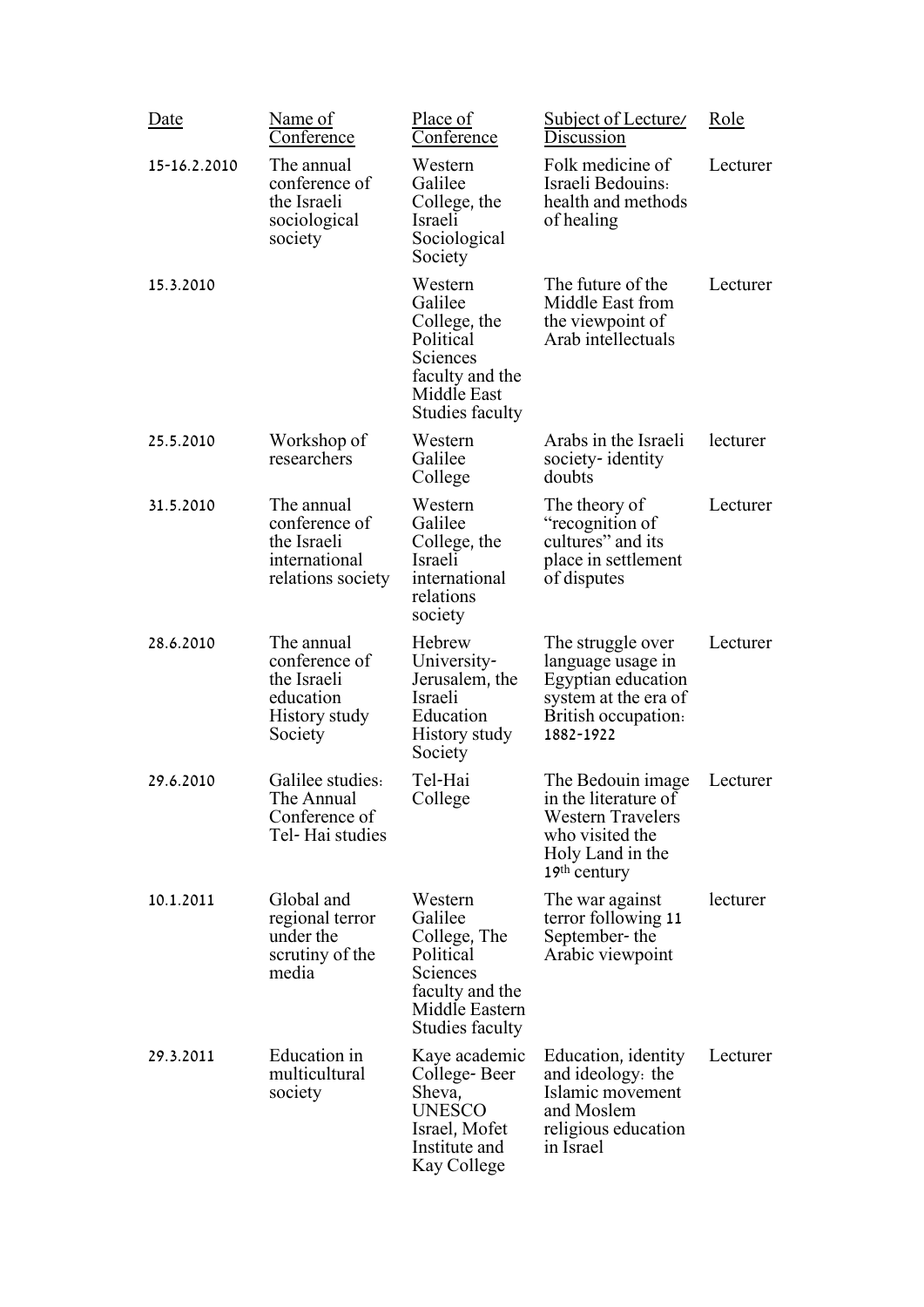| Date | Name of Conference | Place of Conference | Subject of Lecture/ Discussion | Role |
|---|---|---|---|---|
| 15-16.2.2010 | The annual conference of the Israeli sociological society | Western Galilee College, the Israeli Sociological Society | Folk medicine of Israeli Bedouins: health and methods of healing | Lecturer |
| 15.3.2010 | | Western Galilee College, the Political Sciences faculty and the Middle East Studies faculty | The future of the Middle East from the viewpoint of Arab intellectuals | Lecturer |
| 25.5.2010 | Workshop of researchers | Western Galilee College | Arabs in the Israeli society- identity doubts | lecturer |
| 31.5.2010 | The annual conference of the Israeli international relations society | Western Galilee College, the Israeli international relations society | The theory of "recognition of cultures" and its place in settlement of disputes | Lecturer |
| 28.6.2010 | The annual conference of the Israeli education History study Society | Hebrew University-Jerusalem, the Israeli Education History study Society | The struggle over language usage in Egyptian education system at the era of British occupation: 1882-1922 | Lecturer |
| 29.6.2010 | Galilee studies: The Annual Conference of Tel- Hai studies | Tel-Hai College | The Bedouin image in the literature of Western Travelers who visited the Holy Land in the 19th century | Lecturer |
| 10.1.2011 | Global and regional terror under the scrutiny of the media | Western Galilee College, The Political Sciences faculty and the Middle Eastern Studies faculty | The war against terror following 11 September- the Arabic viewpoint | lecturer |
| 29.3.2011 | Education in multicultural society | Kaye academic College- Beer Sheva, UNESCO Israel, Mofet Institute and Kay College | Education, identity and ideology: the Islamic movement and Moslem religious education in Israel | Lecturer |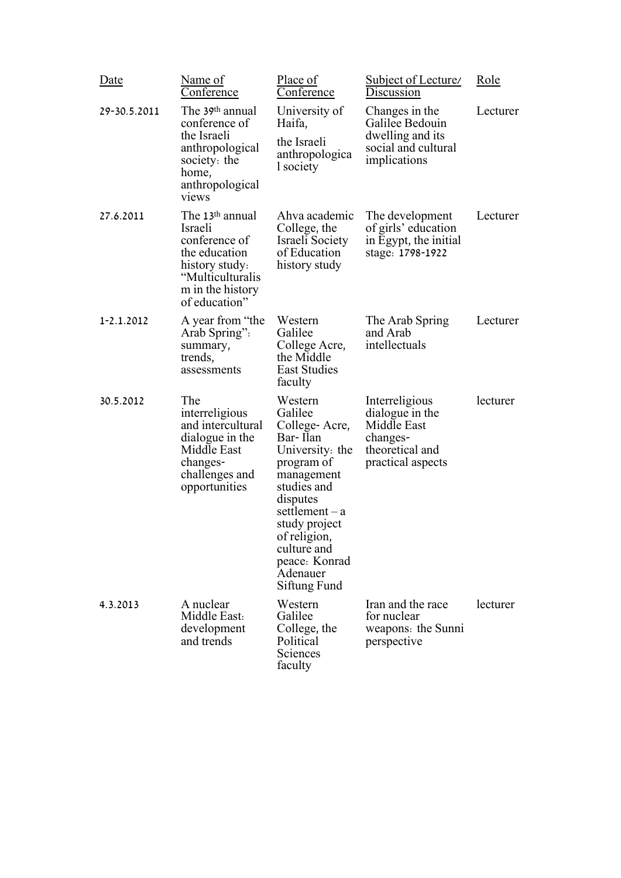| Date | Name of Conference | Place of Conference | Subject of Lecture/ Discussion | Role |
| --- | --- | --- | --- | --- |
| 29-30.5.2011 | The 39th annual conference of the Israeli anthropological society: the home, anthropological views | University of Haifa, the Israeli anthropological society | Changes in the Galilee Bedouin dwelling and its social and cultural implications | Lecturer |
| 27.6.2011 | The 13th annual Israeli conference of the education history study: "Multiculturalism in the history of education" | Ahva academic College, the Israeli Society of Education history study | The development of girls' education in Egypt, the initial stage: 1798-1922 | Lecturer |
| 1-2.1.2012 | A year from "the Arab Spring": summary, trends, assessments | Western Galilee College Acre, the Middle East Studies faculty | The Arab Spring and Arab intellectuals | Lecturer |
| 30.5.2012 | The interreligious and intercultural dialogue in the Middle East changes- challenges and opportunities | Western Galilee College- Acre, Bar- Ilan University: the program of management studies and disputes settlement – a study project of religion, culture and peace: Konrad Adenauer Siftung Fund | Interreligious dialogue in the Middle East changes- theoretical and practical aspects | lecturer |
| 4.3.2013 | A nuclear Middle East: development and trends | Western Galilee College, the Political Sciences faculty | Iran and the race for nuclear weapons: the Sunni perspective | lecturer |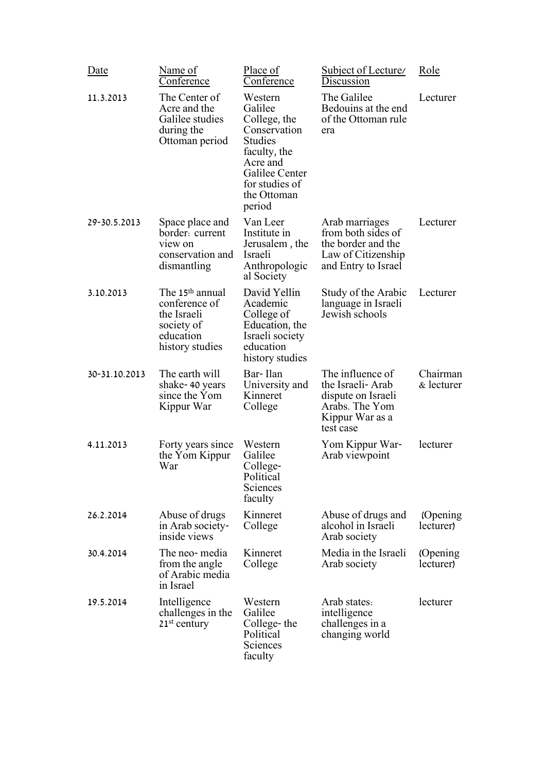| Date | Name of Conference | Place of Conference | Subject of Lecture/ Discussion | Role |
|---|---|---|---|---|
| 11.3.2013 | The Center of Acre and the Galilee studies during the Ottoman period | Western Galilee College, the Conservation Studies faculty, the Acre and Galilee Center for studies of the Ottoman period | The Galilee Bedouins at the end of the Ottoman rule era | Lecturer |
| 29-30.5.2013 | Space place and border: current view on conservation and dismantling | Van Leer Institute in Jerusalem , the Israeli Anthropological Society | Arab marriages from both sides of the border and the Law of Citizenship and Entry to Israel | Lecturer |
| 3.10.2013 | The 15th annual conference of the Israeli society of education history studies | David Yellin Academic College of Education, the Israeli society education history studies | Study of the Arabic language in Israeli Jewish schools | Lecturer |
| 30-31.10.2013 | The earth will shake- 40 years since the Yom Kippur War | Bar- Ilan University and Kinneret College | The influence of the Israeli- Arab dispute on Israeli Arabs. The Yom Kippur War as a test case | Chairman & lecturer |
| 4.11.2013 | Forty years since the Yom Kippur War | Western Galilee College- Political Sciences faculty | Yom Kippur War- Arab viewpoint | lecturer |
| 26.2.2014 | Abuse of drugs in Arab society- inside views | Kinneret College | Abuse of drugs and alcohol in Israeli Arab society | (Opening lecturer) |
| 30.4.2014 | The neo- media from the angle of Arabic media in Israel | Kinneret College | Media in the Israeli Arab society | (Opening lecturer) |
| 19.5.2014 | Intelligence challenges in the 21st century | Western Galilee College- the Political Sciences faculty | Arab states: intelligence challenges in a changing world | lecturer |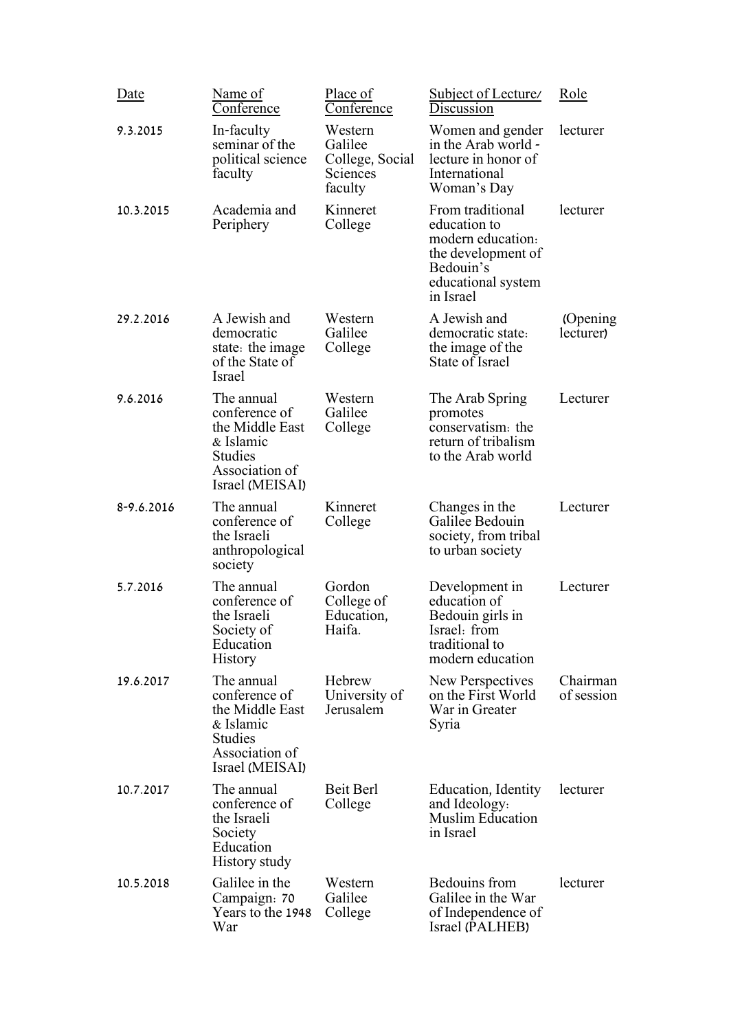| Date | Name of Conference | Place of Conference | Subject of Lecture/ Discussion | Role |
|---|---|---|---|---|
| 9.3.2015 | In-faculty seminar of the political science faculty | Western Galilee College, Social Sciences faculty | Women and gender in the Arab world - lecture in honor of International Woman's Day | lecturer |
| 10.3.2015 | Academia and Periphery | Kinneret College | From traditional education to modern education: the development of Bedouin's educational system in Israel | lecturer |
| 29.2.2016 | A Jewish and democratic state: the image of the State of Israel | Western Galilee College | A Jewish and democratic state: the image of the State of Israel | (Opening lecturer) |
| 9.6.2016 | The annual conference of the Middle East & Islamic Studies Association of Israel (MEISAI) | Western Galilee College | The Arab Spring promotes conservatism: the return of tribalism to the Arab world | Lecturer |
| 8-9.6.2016 | The annual conference of the Israeli anthropological society | Kinneret College | Changes in the Galilee Bedouin society, from tribal to urban society | Lecturer |
| 5.7.2016 | The annual conference of the Israeli Society of Education History | Gordon College of Education, Haifa. | Development in education of Bedouin girls in Israel: from traditional to modern education | Lecturer |
| 19.6.2017 | The annual conference of the Middle East & Islamic Studies Association of Israel (MEISAI) | Hebrew University of Jerusalem | New Perspectives on the First World War in Greater Syria | Chairman of session |
| 10.7.2017 | The annual conference of the Israeli Society Education History study | Beit Berl College | Education, Identity and Ideology: Muslim Education in Israel | lecturer |
| 10.5.2018 | Galilee in the Campaign: 70 Years to the 1948 War | Western Galilee College | Bedouins from Galilee in the War of Independence of Israel (PALHEB) | lecturer |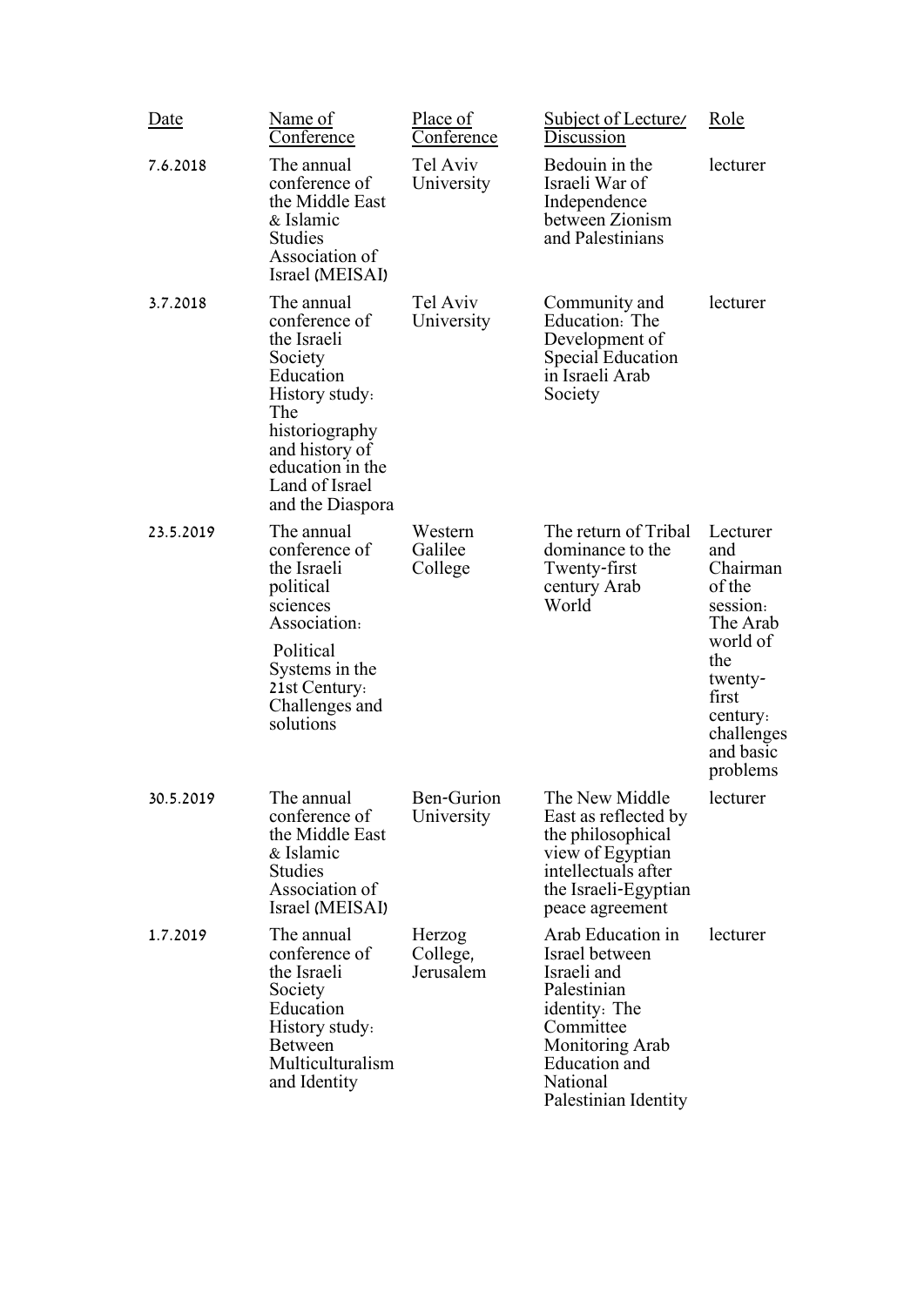| Date | Name of Conference | Place of Conference | Subject of Lecture/ Discussion | Role |
|---|---|---|---|---|
| 7.6.2018 | The annual conference of the Middle East & Islamic Studies Association of Israel (MEISAI) | Tel Aviv University | Bedouin in the Israeli War of Independence between Zionism and Palestinians | lecturer |
| 3.7.2018 | The annual conference of the Israeli Society Education History study: The historiography and history of education in the Land of Israel and the Diaspora | Tel Aviv University | Community and Education: The Development of Special Education in Israeli Arab Society | lecturer |
| 23.5.2019 | The annual conference of the Israeli political sciences Association: Political Systems in the 21st Century: Challenges and solutions | Western Galilee College | The return of Tribal dominance to the Twenty-first century Arab World | Lecturer and Chairman of the session: The Arab world of the twenty-first century: challenges and basic problems |
| 30.5.2019 | The annual conference of the Middle East & Islamic Studies Association of Israel (MEISAI) | Ben-Gurion University | The New Middle East as reflected by the philosophical view of Egyptian intellectuals after the Israeli-Egyptian peace agreement | lecturer |
| 1.7.2019 | The annual conference of the Israeli Society Education History study: Between Multiculturalism and Identity | Herzog College, Jerusalem | Arab Education in Israel between Israeli and Palestinian identity: The Committee Monitoring Arab Education and National Palestinian Identity | lecturer |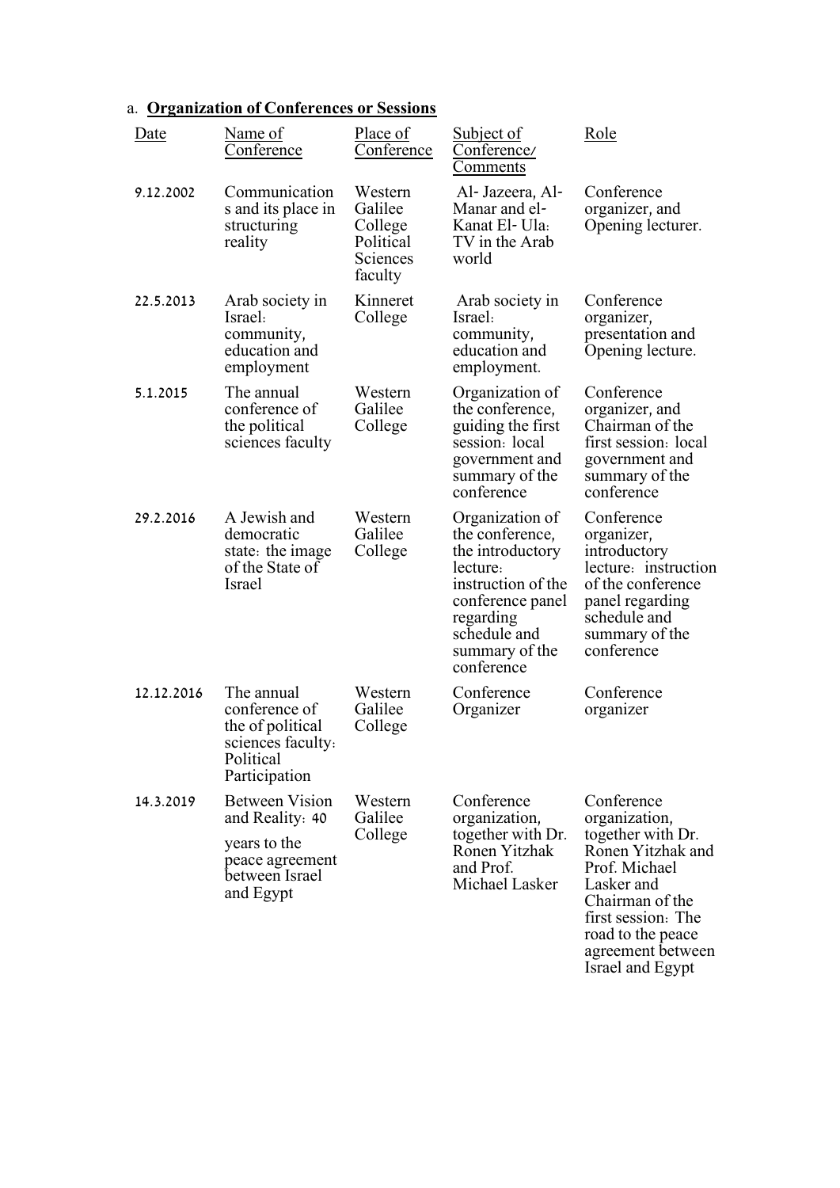a. **Organization of Conferences or Sessions**

| Date | Name of Conference | Place of Conference | Subject of Conference/ Comments | Role |
|---|---|---|---|---|
| 9.12.2002 | Communications and its place in structuring reality | Western Galilee College Political Sciences faculty | Al- Jazeera, Al-Manar and el-Kanat El- Ula: TV in the Arab world | Conference organizer, and Opening lecturer. |
| 22.5.2013 | Arab society in Israel: community, education and employment | Kinneret College | Arab society in Israel: community, education and employment. | Conference organizer, presentation and Opening lecture. |
| 5.1.2015 | The annual conference of the political sciences faculty | Western Galilee College | Organization of the conference, guiding the first session: local government and summary of the conference | Conference organizer, and Chairman of the first session: local government and summary of the conference |
| 29.2.2016 | A Jewish and democratic state: the image of the State of Israel | Western Galilee College | Organization of the conference, the introductory lecture: instruction of the conference panel regarding schedule and summary of the conference | Conference organizer, introductory lecture: instruction of the conference panel regarding schedule and summary of the conference |
| 12.12.2016 | The annual conference of the of political sciences faculty: Political Participation | Western Galilee College | Conference Organizer | Conference organizer |
| 14.3.2019 | Between Vision and Reality: 40 years to the peace agreement between Israel and Egypt | Western Galilee College | Conference organization, together with Dr. Ronen Yitzhak and Prof. Michael Lasker | Conference organization, together with Dr. Ronen Yitzhak and Prof. Michael Lasker and Chairman of the first session: The road to the peace agreement between Israel and Egypt |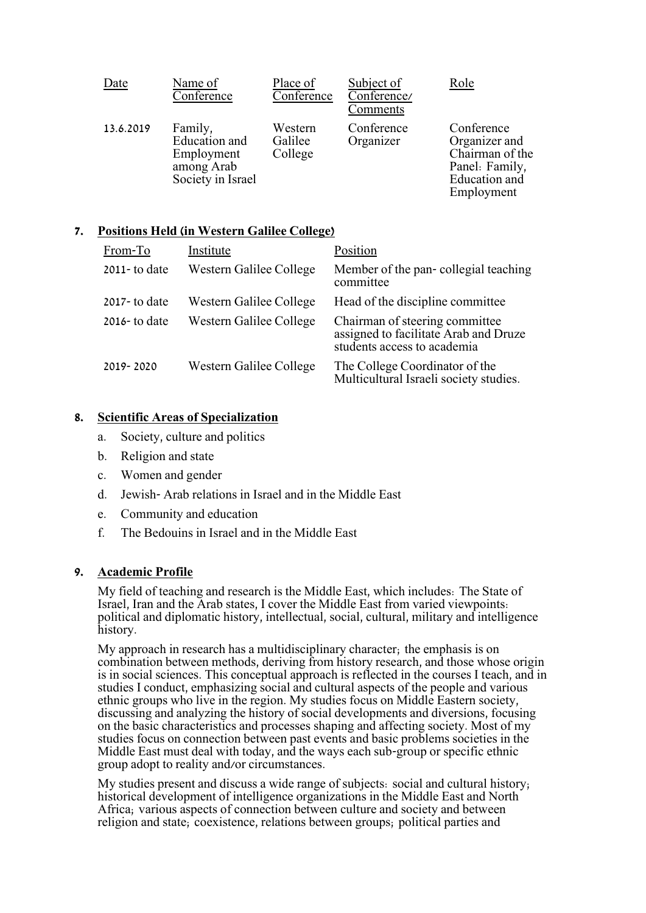| Date | Name of Conference | Place of Conference | Subject of Conference/ Comments | Role |
|---|---|---|---|---|
| 13.6.2019 | Family, Education and Employment among Arab Society in Israel | Western Galilee College | Conference Organizer | Conference Organizer and Chairman of the Panel: Family, Education and Employment |

## 7. Positions Held (in Western Galilee College)

| From-To | Institute | Position |
|---|---|---|
| 2011- to date | Western Galilee College | Member of the pan- collegial teaching committee |
| 2017- to date | Western Galilee College | Head of the discipline committee |
| 2016- to date | Western Galilee College | Chairman of steering committee assigned to facilitate Arab and Druze students access to academia |
| 2019- 2020 | Western Galilee College | The College Coordinator of the Multicultural Israeli society studies. |

## 8. Scientific Areas of Specialization

a. Society, culture and politics
b. Religion and state
c. Women and gender
d. Jewish- Arab relations in Israel and in the Middle East
e. Community and education
f. The Bedouins in Israel and in the Middle East

## 9. Academic Profile

My field of teaching and research is the Middle East, which includes: The State of Israel, Iran and the Arab states, I cover the Middle East from varied viewpoints: political and diplomatic history, intellectual, social, cultural, military and intelligence history.

My approach in research has a multidisciplinary character; the emphasis is on combination between methods, deriving from history research, and those whose origin is in social sciences. This conceptual approach is reflected in the courses I teach, and in studies I conduct, emphasizing social and cultural aspects of the people and various ethnic groups who live in the region. My studies focus on Middle Eastern society, discussing and analyzing the history of social developments and diversions, focusing on the basic characteristics and processes shaping and affecting society. Most of my studies focus on connection between past events and basic problems societies in the Middle East must deal with today, and the ways each sub-group or specific ethnic group adopt to reality and/or circumstances.

My studies present and discuss a wide range of subjects: social and cultural history; historical development of intelligence organizations in the Middle East and North Africa; various aspects of connection between culture and society and between religion and state; coexistence, relations between groups; political parties and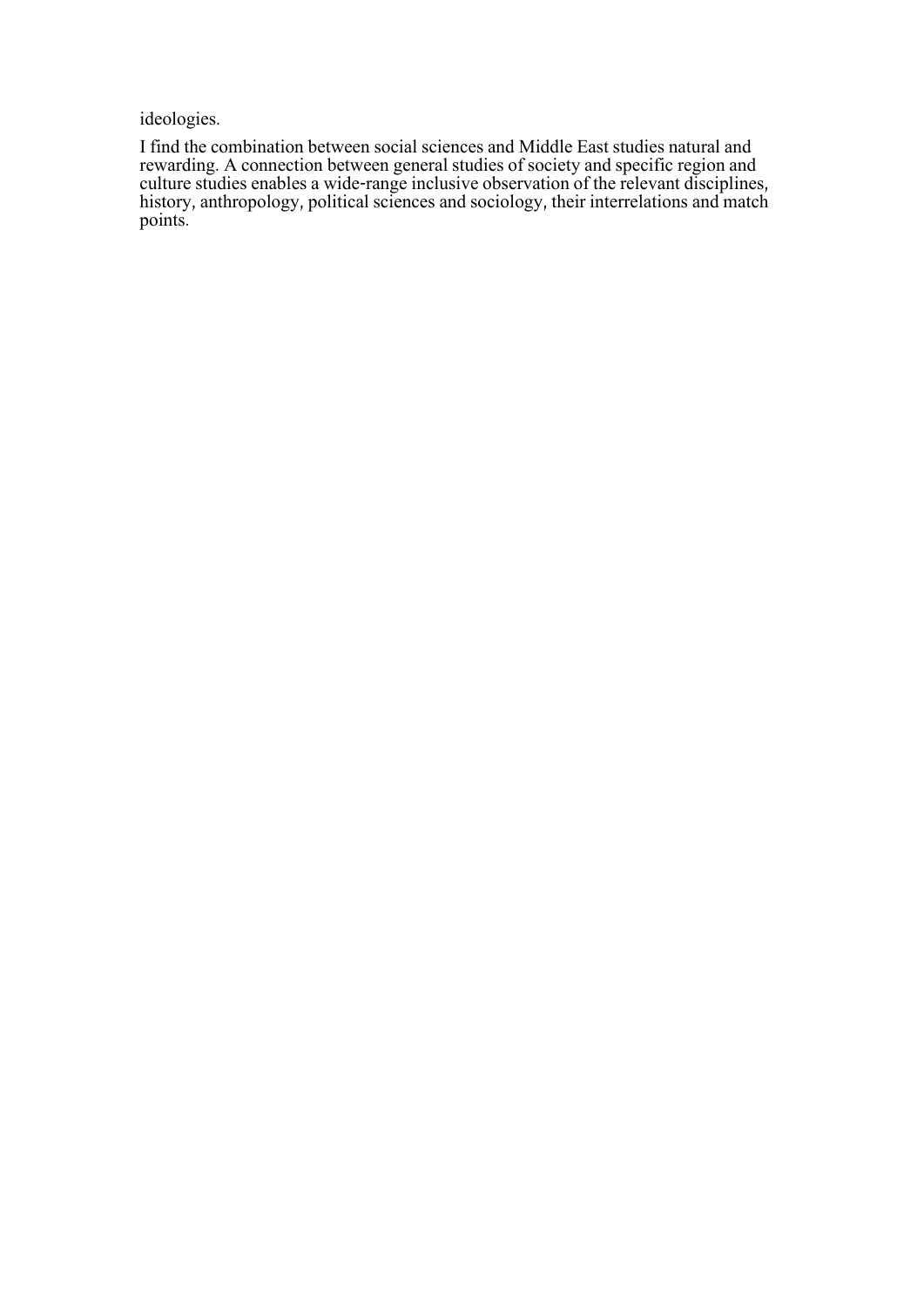ideologies.

I find the combination between social sciences and Middle East studies natural and rewarding. A connection between general studies of society and specific region and culture studies enables a wide-range inclusive observation of the relevant disciplines, history, anthropology, political sciences and sociology, their interrelations and match points.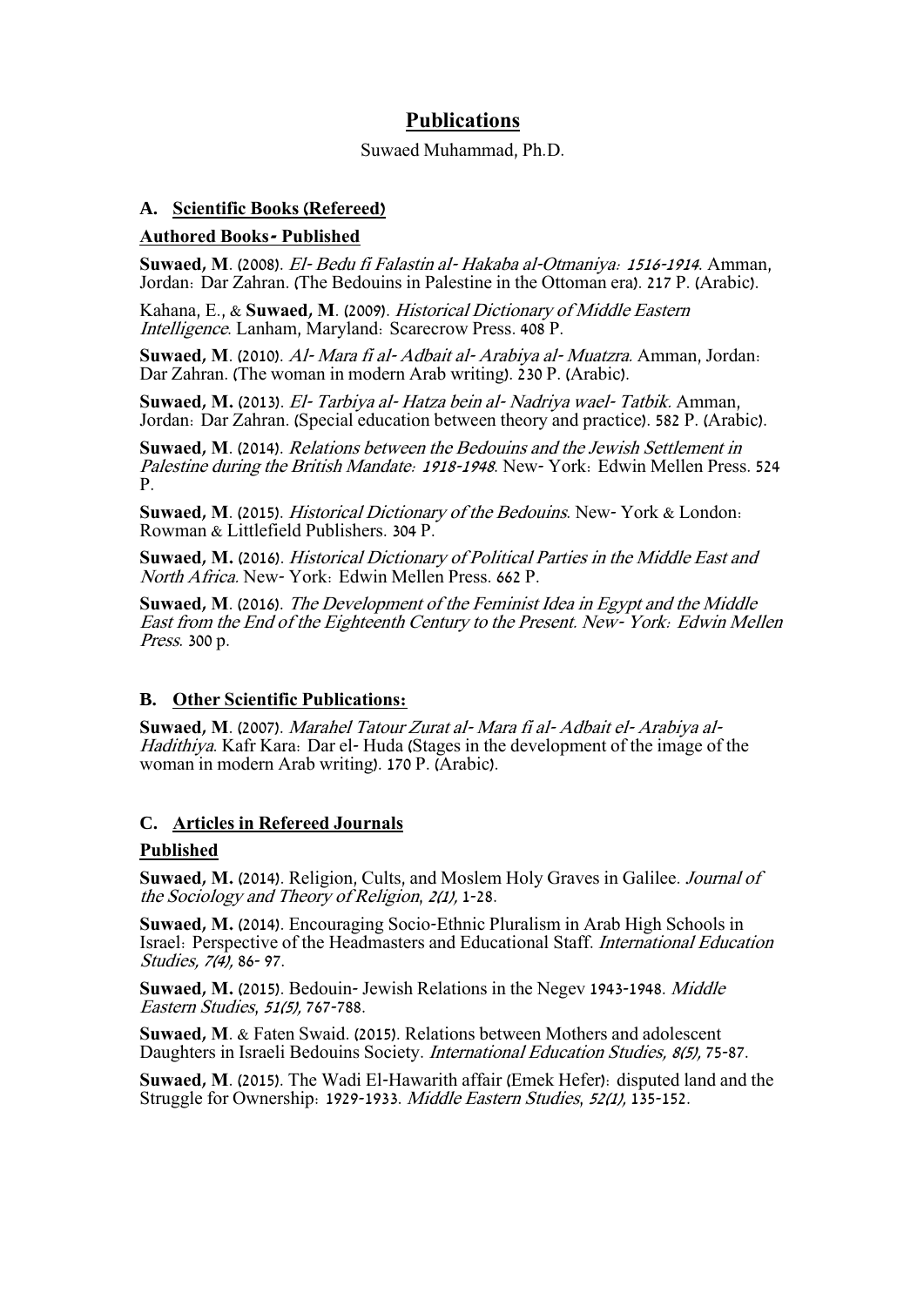# Publications

Suwaed Muhammad, Ph.D.

## A. Scientific Books (Refereed)

### Authored Books- Published

**Suwaed, M**. (2008). *El- Bedu fi Falastin al- Hakaba al-Otmaniya: 1516-1914*. Amman, Jordan: Dar Zahran. (The Bedouins in Palestine in the Ottoman era). 217 P. (Arabic).

Kahana, E., & **Suwaed, M**. (2009). *Historical Dictionary of Middle Eastern Intelligence*. Lanham, Maryland: Scarecrow Press. 408 P.

**Suwaed, M**. (2010). *Al- Mara fi al- Adbait al- Arabiya al- Muatzra.* Amman, Jordan: Dar Zahran. (The woman in modern Arab writing). 230 P. (Arabic).

**Suwaed, M.** (2013). *El- Tarbiya al- Hatza bein al- Nadriya wael- Tatbik.* Amman, Jordan: Dar Zahran. (Special education between theory and practice). 582 P. (Arabic).

**Suwaed, M**. (2014). *Relations between the Bedouins and the Jewish Settlement in Palestine during the British Mandate: 1918-1948*. New- York: Edwin Mellen Press. 524 P.

**Suwaed, M**. (2015). *Historical Dictionary of the Bedouins*. New- York & London: Rowman & Littlefield Publishers. 304 P.

**Suwaed, M.** (2016). *Historical Dictionary of Political Parties in the Middle East and North Africa.* New- York: Edwin Mellen Press. 662 P.

**Suwaed, M**. (2016). *The Development of the Feminist Idea in Egypt and the Middle East from the End of the Eighteenth Century to the Present. New- York: Edwin Mellen Press*. 300 p.

## B. Other Scientific Publications:

**Suwaed, M**. (2007). *Marahel Tatour Zurat al- Mara fi al- Adbait el- Arabiya al- Hadithiya*. Kafr Kara: Dar el- Huda (Stages in the development of the image of the woman in modern Arab writing). 170 P. (Arabic).

## C. Articles in Refereed Journals

### Published

**Suwaed, M.** (2014). Religion, Cults, and Moslem Holy Graves in Galilee. *Journal of the Sociology and Theory of Religion, 2(1),* 1-28.

**Suwaed, M.** (2014). Encouraging Socio-Ethnic Pluralism in Arab High Schools in Israel: Perspective of the Headmasters and Educational Staff. *International Education Studies, 7(4),* 86- 97.

**Suwaed, M.** (2015). Bedouin- Jewish Relations in the Negev 1943-1948. *Middle Eastern Studies, 51(5),* 767-788.

**Suwaed, M**. & Faten Swaid. (2015). Relations between Mothers and adolescent Daughters in Israeli Bedouins Society. *International Education Studies, 8(5),* 75-87.

**Suwaed, M**. (2015). The Wadi El-Hawarith affair (Emek Hefer): disputed land and the Struggle for Ownership: 1929-1933. *Middle Eastern Studies, 52(1),* 135-152.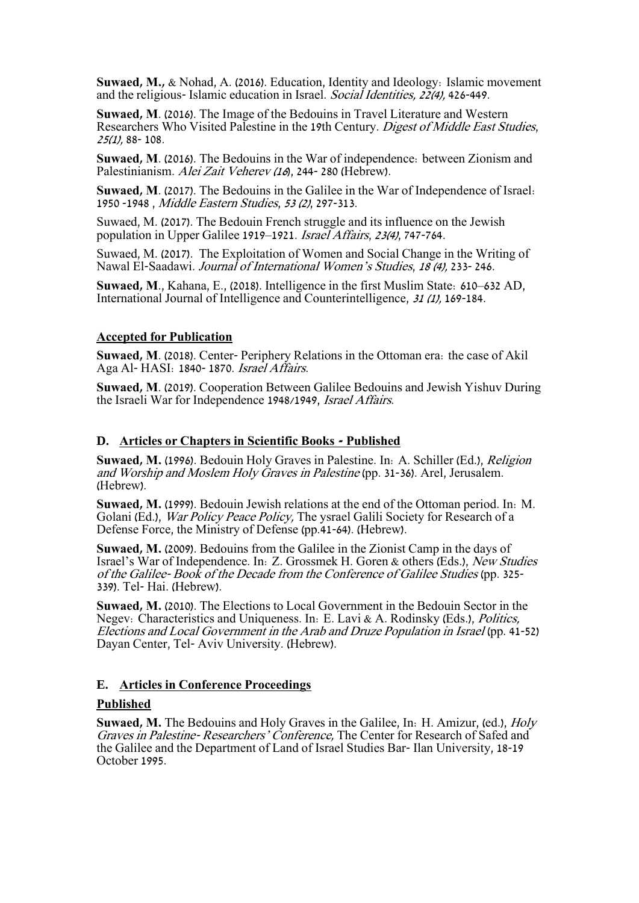**Suwaed, M.,** & Nohad, A. (2016). Education, Identity and Ideology: Islamic movement and the religious- Islamic education in Israel. *Social Identities, 22(4),* 426-449.

**Suwaed, M**. (2016). The Image of the Bedouins in Travel Literature and Western Researchers Who Visited Palestine in the 19th Century. *Digest of Middle East Studies, 25(1),* 88- 108.

**Suwaed, M**. (2016). The Bedouins in the War of independence: between Zionism and Palestinianism. *Alei Zait Veherev (16)*, 244- 280 (Hebrew).

**Suwaed, M**. (2017). The Bedouins in the Galilee in the War of Independence of Israel: 1950 -1948 , *Middle Eastern Studies, 53 (2)*, 297-313.

Suwaed, M. (2017). The Bedouin French struggle and its influence on the Jewish population in Upper Galilee 1919–1921. *Israel Affairs, 23(4)*, 747-764.

Suwaed, M. (2017). The Exploitation of Women and Social Change in the Writing of Nawal El-Saadawi. *Journal of International Women's Studies, 18 (4),* 233- 246.

**Suwaed, M**., Kahana, E., (2018). Intelligence in the first Muslim State: 610–632 AD, International Journal of Intelligence and Counterintelligence, *31 (1),* 169-184.

**Accepted for Publication**

**Suwaed, M**. (2018). Center- Periphery Relations in the Ottoman era: the case of Akil Aga Al- HASI: 1840- 1870. *Israel Affairs*.

**Suwaed, M**. (2019). Cooperation Between Galilee Bedouins and Jewish Yishuv During the Israeli War for Independence 1948/1949, *Israel Affairs*.

## D. Articles or Chapters in Scientific Books - Published

**Suwaed, M.** (1996). Bedouin Holy Graves in Palestine. In: A. Schiller (Ed.), *Religion and Worship and Moslem Holy Graves in Palestine* (pp. 31-36). Arel, Jerusalem. (Hebrew).

**Suwaed, M.** (1999). Bedouin Jewish relations at the end of the Ottoman period. In: M. Golani (Ed.), *War Policy Peace Policy,* The ysrael Galili Society for Research of a Defense Force, the Ministry of Defense (pp.41-64). (Hebrew).

**Suwaed, M.** (2009). Bedouins from the Galilee in the Zionist Camp in the days of Israel's War of Independence. In: Z. Grossmek H. Goren & others (Eds.), *New Studies of the Galilee- Book of the Decade from the Conference of Galilee Studies* (pp. 325-339). Tel- Hai. (Hebrew).

**Suwaed, M.** (2010). The Elections to Local Government in the Bedouin Sector in the Negev: Characteristics and Uniqueness. In: E. Lavi & A. Rodinsky (Eds.), *Politics, Elections and Local Government in the Arab and Druze Population in Israel* (pp. 41-52) Dayan Center, Tel- Aviv University. (Hebrew).

## E. Articles in Conference Proceedings

**Published**

**Suwaed, M.** The Bedouins and Holy Graves in the Galilee, In: H. Amizur, (ed.), *Holy Graves in Palestine- Researchers' Conference,* The Center for Research of Safed and the Galilee and the Department of Land of Israel Studies Bar- Ilan University, 18-19 October 1995.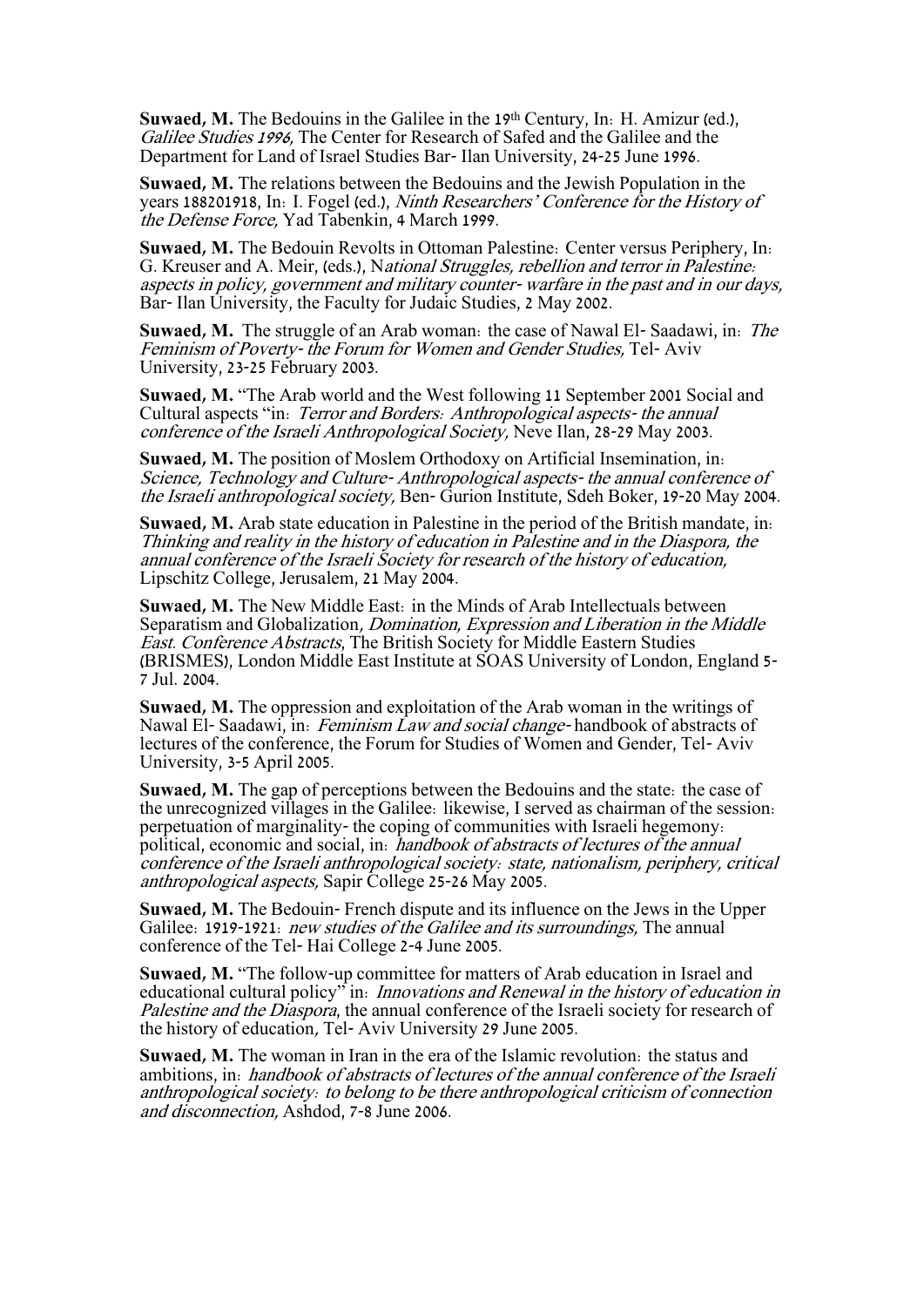**Suwaed, M.** The Bedouins in the Galilee in the 19th Century, In: H. Amizur (ed.), *Galilee Studies 1996*, The Center for Research of Safed and the Galilee and the Department for Land of Israel Studies Bar- Ilan University, 24-25 June 1996.

**Suwaed, M.** The relations between the Bedouins and the Jewish Population in the years 188201918, In: I. Fogel (ed.), *Ninth Researchers' Conference for the History of the Defense Force,* Yad Tabenkin, 4 March 1999.

**Suwaed, M.** The Bedouin Revolts in Ottoman Palestine: Center versus Periphery, In: G. Kreuser and A. Meir, (eds.), N*ational Struggles, rebellion and terror in Palestine: aspects in policy, government and military counter- warfare in the past and in our days,* Bar- Ilan University, the Faculty for Judaic Studies, 2 May 2002.

**Suwaed, M.** The struggle of an Arab woman: the case of Nawal El- Saadawi, in: *The Feminism of Poverty- the Forum for Women and Gender Studies,* Tel- Aviv University, 23-25 February 2003.

**Suwaed, M.** "The Arab world and the West following 11 September 2001 Social and Cultural aspects "in: *Terror and Borders: Anthropological aspects- the annual conference of the Israeli Anthropological Society,* Neve Ilan, 28-29 May 2003.

**Suwaed, M.** The position of Moslem Orthodoxy on Artificial Insemination, in: *Science, Technology and Culture- Anthropological aspects- the annual conference of the Israeli anthropological society,* Ben- Gurion Institute, Sdeh Boker, 19-20 May 2004.

**Suwaed, M.** Arab state education in Palestine in the period of the British mandate, in: *Thinking and reality in the history of education in Palestine and in the Diaspora, the annual conference of the Israeli Society for research of the history of education,* Lipschitz College, Jerusalem, 21 May 2004.

**Suwaed, M.** The New Middle East: in the Minds of Arab Intellectuals between Separatism and Globalization, *Domination, Expression and Liberation in the Middle East. Conference Abstracts*, The British Society for Middle Eastern Studies (BRISMES), London Middle East Institute at SOAS University of London, England 5-7 Jul. 2004.

**Suwaed, M.** The oppression and exploitation of the Arab woman in the writings of Nawal El- Saadawi, in: *Feminism Law and social change-* handbook of abstracts of lectures of the conference, the Forum for Studies of Women and Gender, Tel- Aviv University, 3-5 April 2005.

**Suwaed, M.** The gap of perceptions between the Bedouins and the state: the case of the unrecognized villages in the Galilee: likewise, I served as chairman of the session: perpetuation of marginality- the coping of communities with Israeli hegemony: political, economic and social, in: *handbook of abstracts of lectures of the annual conference of the Israeli anthropological society: state, nationalism, periphery, critical anthropological aspects,* Sapir College 25-26 May 2005.

**Suwaed, M.** The Bedouin- French dispute and its influence on the Jews in the Upper Galilee: 1919-1921: *new studies of the Galilee and its surroundings,* The annual conference of the Tel- Hai College 2-4 June 2005.

**Suwaed, M.** "The follow-up committee for matters of Arab education in Israel and educational cultural policy" in: *Innovations and Renewal in the history of education in Palestine and the Diaspora*, the annual conference of the Israeli society for research of the history of education, Tel- Aviv University 29 June 2005.

**Suwaed, M.** The woman in Iran in the era of the Islamic revolution: the status and ambitions, in: *handbook of abstracts of lectures of the annual conference of the Israeli anthropological society: to belong to be there anthropological criticism of connection and disconnection,* Ashdod, 7-8 June 2006.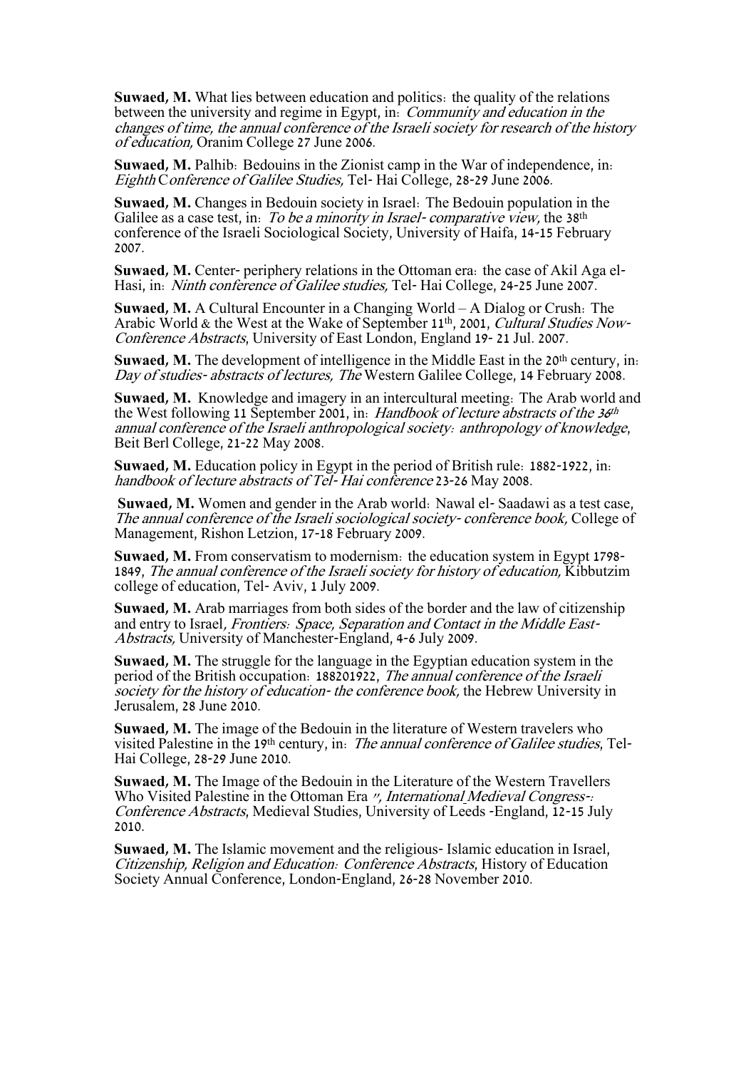**Suwaed, M.** What lies between education and politics: the quality of the relations between the university and regime in Egypt, in: *Community and education in the changes of time, the annual conference of the Israeli society for research of the history of education,* Oranim College 27 June 2006.

**Suwaed, M.** Palhib: Bedouins in the Zionist camp in the War of independence, in: *Eighth Conference of Galilee Studies,* Tel- Hai College, 28-29 June 2006.

**Suwaed, M.** Changes in Bedouin society in Israel: The Bedouin population in the Galilee as a case test, in: *To be a minority in Israel- comparative view,* the 38th conference of the Israeli Sociological Society, University of Haifa, 14-15 February 2007.

**Suwaed, M.** Center- periphery relations in the Ottoman era: the case of Akil Aga el-Hasi, in: *Ninth conference of Galilee studies,* Tel- Hai College, 24-25 June 2007.

**Suwaed, M.** A Cultural Encounter in a Changing World – A Dialog or Crush: The Arabic World & the West at the Wake of September 11th, 2001, *Cultural Studies Now-Conference Abstracts*, University of East London, England 19- 21 Jul. 2007.

**Suwaed, M.** The development of intelligence in the Middle East in the 20th century, in: *Day of studies- abstracts of lectures, The* Western Galilee College, 14 February 2008.

**Suwaed, M.** Knowledge and imagery in an intercultural meeting: The Arab world and the West following 11 September 2001, in: *Handbook of lecture abstracts of the 36th annual conference of the Israeli anthropological society: anthropology of knowledge*, Beit Berl College, 21-22 May 2008.

**Suwaed, M.** Education policy in Egypt in the period of British rule: 1882-1922, in: *handbook of lecture abstracts of Tel- Hai conference* 23-26 May 2008.

**Suwaed, M.** Women and gender in the Arab world: Nawal el- Saadawi as a test case, *The annual conference of the Israeli sociological society- conference book,* College of Management, Rishon Letzion, 17-18 February 2009.

**Suwaed, M.** From conservatism to modernism: the education system in Egypt 1798-1849, *The annual conference of the Israeli society for history of education,* Kibbutzim college of education, Tel- Aviv, 1 July 2009.

**Suwaed, M.** Arab marriages from both sides of the border and the law of citizenship and entry to Israel, *Frontiers: Space, Separation and Contact in the Middle East- Abstracts,* University of Manchester-England, 4-6 July 2009.

**Suwaed, M.** The struggle for the language in the Egyptian education system in the period of the British occupation: 188201922, *The annual conference of the Israeli society for the history of education- the conference book,* the Hebrew University in Jerusalem, 28 June 2010.

**Suwaed, M.** The image of the Bedouin in the literature of Western travelers who visited Palestine in the 19th century, in: *The annual conference of Galilee studies*, Tel-Hai College, 28-29 June 2010.

**Suwaed, M.** The Image of the Bedouin in the Literature of the Western Travellers Who Visited Palestine in the Ottoman Era ", *International Medieval Congress-: Conference Abstracts*, Medieval Studies, University of Leeds -England, 12-15 July 2010.

**Suwaed, M.** The Islamic movement and the religious- Islamic education in Israel, *Citizenship, Religion and Education: Conference Abstracts*, History of Education Society Annual Conference, London-England, 26-28 November 2010.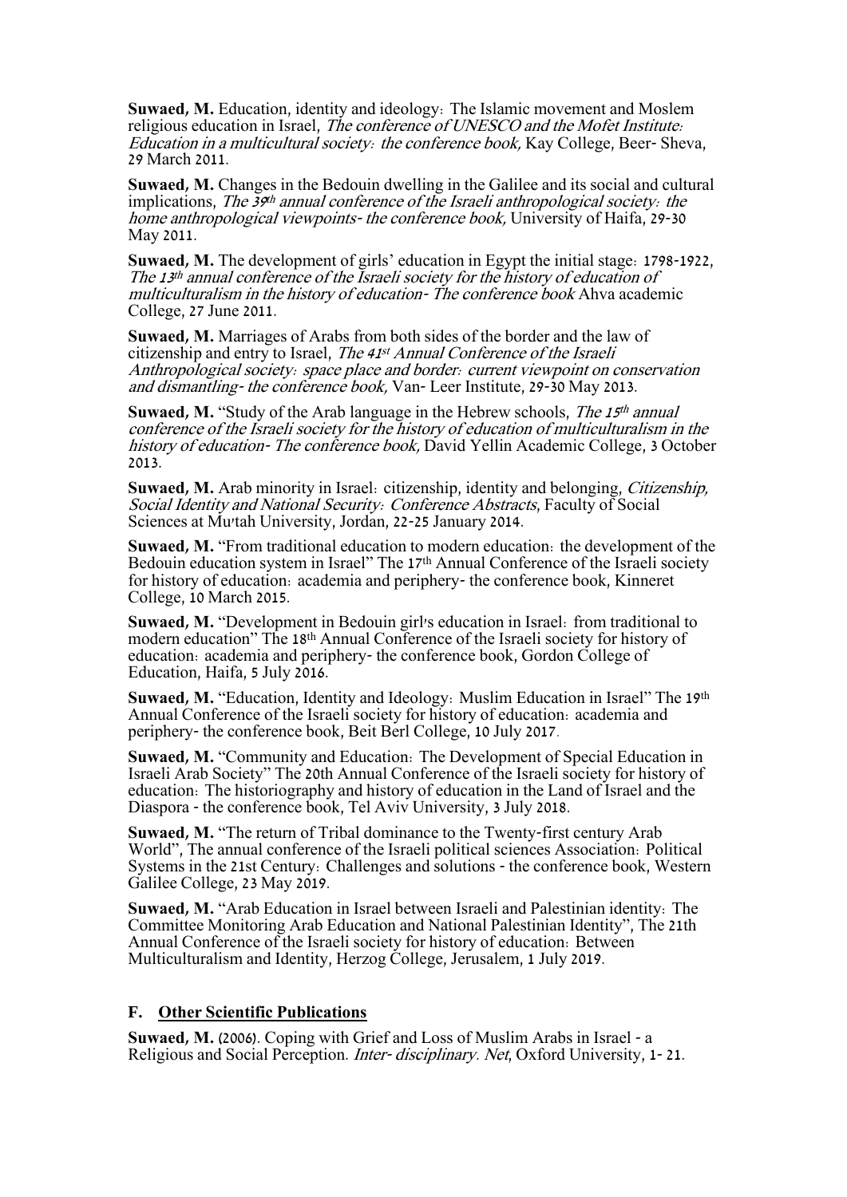**Suwaed, M.** Education, identity and ideology: The Islamic movement and Moslem religious education in Israel, *The conference of UNESCO and the Mofet Institute: Education in a multicultural society: the conference book,* Kay College, Beer- Sheva, 29 March 2011.

**Suwaed, M.** Changes in the Bedouin dwelling in the Galilee and its social and cultural implications, *The 39th annual conference of the Israeli anthropological society: the home anthropological viewpoints- the conference book,* University of Haifa, 29-30 May 2011.

**Suwaed, M.** The development of girls' education in Egypt the initial stage: 1798-1922, *The 13th annual conference of the Israeli society for the history of education of multiculturalism in the history of education- The conference book* Ahva academic College, 27 June 2011.

**Suwaed, M.** Marriages of Arabs from both sides of the border and the law of citizenship and entry to Israel, *The 41st Annual Conference of the Israeli Anthropological society: space place and border: current viewpoint on conservation and dismantling- the conference book,* Van- Leer Institute, 29-30 May 2013.

**Suwaed, M.** "Study of the Arab language in the Hebrew schools, *The 15th annual conference of the Israeli society for the history of education of multiculturalism in the history of education- The conference book,* David Yellin Academic College, 3 October 2013.

**Suwaed, M.** Arab minority in Israel: citizenship, identity and belonging, *Citizenship, Social Identity and National Security: Conference Abstracts*, Faculty of Social Sciences at Mu'tah University, Jordan, 22-25 January 2014.

**Suwaed, M.** "From traditional education to modern education: the development of the Bedouin education system in Israel" The 17th Annual Conference of the Israeli society for history of education: academia and periphery- the conference book, Kinneret College, 10 March 2015.

**Suwaed, M.** "Development in Bedouin girl's education in Israel: from traditional to modern education" The 18th Annual Conference of the Israeli society for history of education: academia and periphery- the conference book, Gordon College of Education, Haifa, 5 July 2016.

**Suwaed, M.** "Education, Identity and Ideology: Muslim Education in Israel" The 19th Annual Conference of the Israeli society for history of education: academia and periphery- the conference book, Beit Berl College, 10 July 2017.

**Suwaed, M.** "Community and Education: The Development of Special Education in Israeli Arab Society" The 20th Annual Conference of the Israeli society for history of education: The historiography and history of education in the Land of Israel and the Diaspora - the conference book, Tel Aviv University, 3 July 2018.

**Suwaed, M.** "The return of Tribal dominance to the Twenty-first century Arab World", The annual conference of the Israeli political sciences Association: Political Systems in the 21st Century: Challenges and solutions - the conference book, Western Galilee College, 23 May 2019.

**Suwaed, M.** "Arab Education in Israel between Israeli and Palestinian identity: The Committee Monitoring Arab Education and National Palestinian Identity", The 21th Annual Conference of the Israeli society for history of education: Between Multiculturalism and Identity, Herzog College, Jerusalem, 1 July 2019.

## F. Other Scientific Publications

**Suwaed, M.** (2006). Coping with Grief and Loss of Muslim Arabs in Israel - a Religious and Social Perception. *Inter- disciplinary. Net*, Oxford University, 1- 21.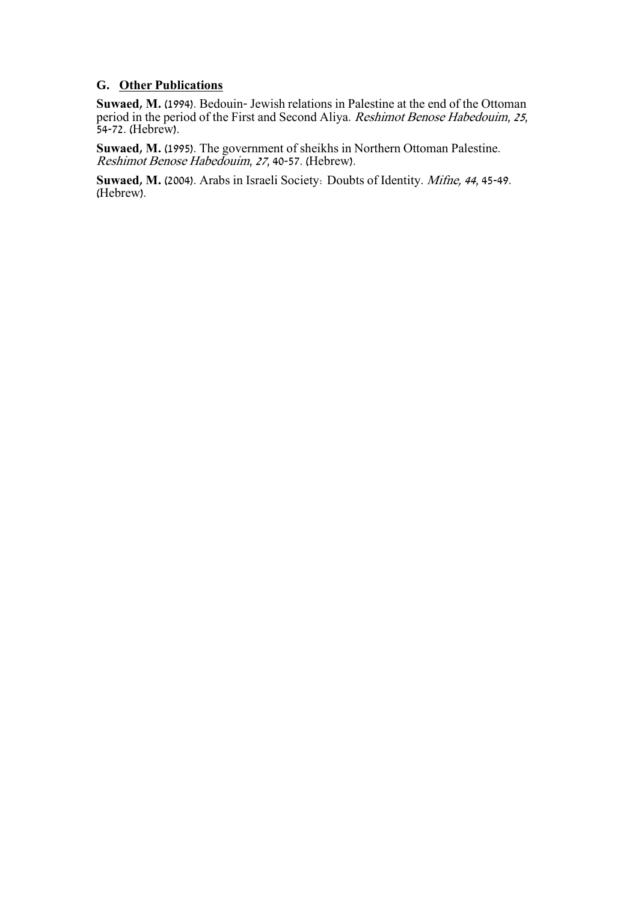## G. Other Publications

**Suwaed, M.** (1994). Bedouin- Jewish relations in Palestine at the end of the Ottoman period in the period of the First and Second Aliya. *Reshimot Benose Habedouim*, *25*, 54-72. (Hebrew).

**Suwaed, M.** (1995). The government of sheikhs in Northern Ottoman Palestine. *Reshimot Benose Habedouim*, *27*, 40-57. (Hebrew).

**Suwaed, M.** (2004). Arabs in Israeli Society：Doubts of Identity. *Mifne, 44*, 45-49. (Hebrew).